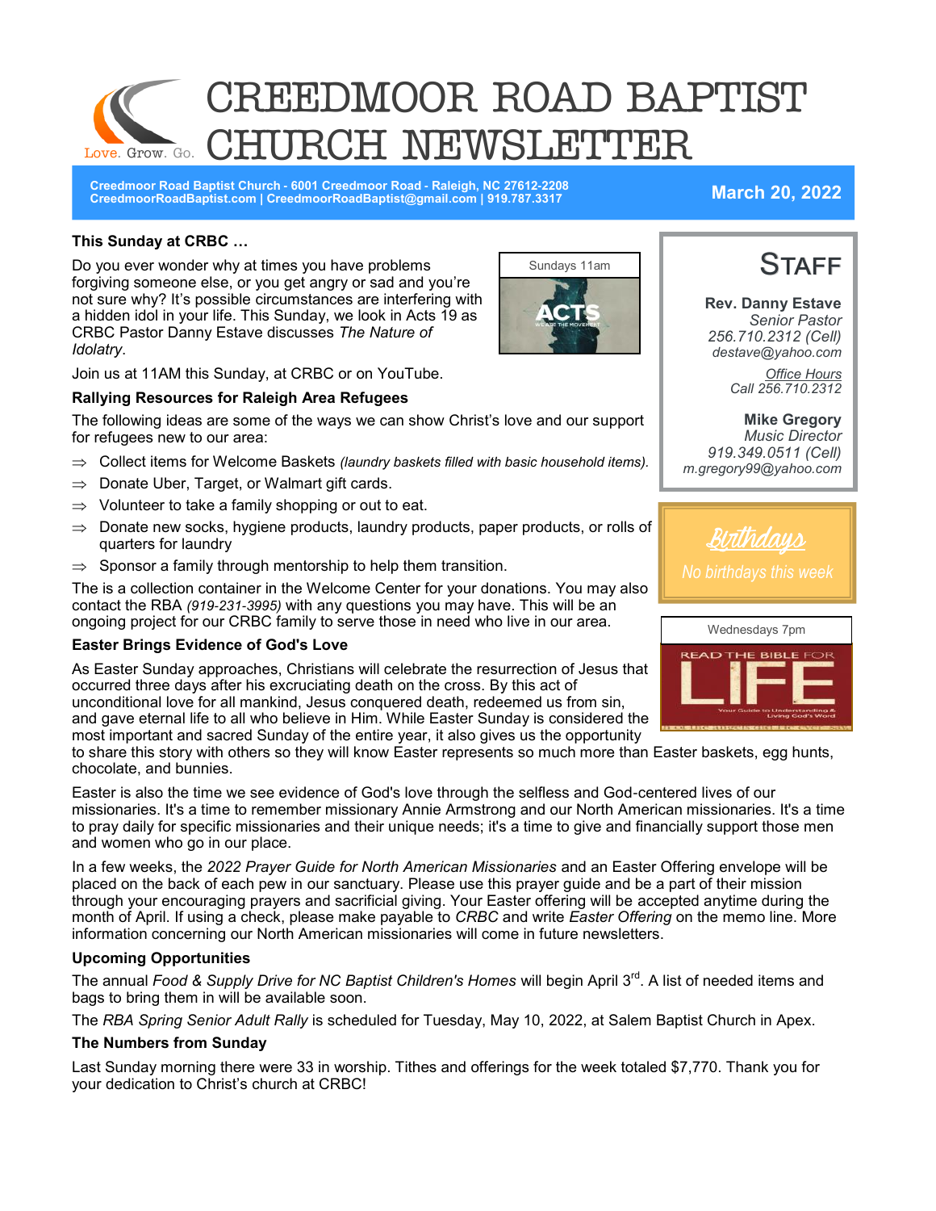# CREEDMOOR ROAD BAPTIST CHURCH NEWSLETTER

Love. Grow. Go.

**Creedmoor Road Baptist Church - 6001 Creedmoor Road - Raleigh, NC 27612-2208**
**CreedmoorRoadBaptist.com | CreedmoorRoadBaptist@gmail.com | 919.787.3317**

**March 20, 2022**

### This Sunday at CRBC …

Sundays 11am

ACTS — WE ARE THE MOVEMENT

Do you ever wonder why at times you have problems forgiving someone else, or you get angry or sad and you're not sure why? It's possible circumstances are interfering with a hidden idol in your life. This Sunday, we look in Acts 19 as CRBC Pastor Danny Estave discusses *The Nature of Idolatry*.

Join us at 11AM this Sunday, at CRBC or on YouTube.

### Rallying Resources for Raleigh Area Refugees

The following ideas are some of the ways we can show Christ's love and our support for refugees new to our area:

- ⇒ Collect items for Welcome Baskets *(laundry baskets filled with basic household items).*
- ⇒ Donate Uber, Target, or Walmart gift cards.
- ⇒ Volunteer to take a family shopping or out to eat.
- ⇒ Donate new socks, hygiene products, laundry products, paper products, or rolls of quarters for laundry
- ⇒ Sponsor a family through mentorship to help them transition.

The is a collection container in the Welcome Center for your donations. You may also contact the RBA *(919-231-3995)* with any questions you may have. This will be an ongoing project for our CRBC family to serve those in need who live in our area.

### Easter Brings Evidence of God's Love

As Easter Sunday approaches, Christians will celebrate the resurrection of Jesus that occurred three days after his excruciating death on the cross. By this act of unconditional love for all mankind, Jesus conquered death, redeemed us from sin, and gave eternal life to all who believe in Him. While Easter Sunday is considered the most important and sacred Sunday of the entire year, it also gives us the opportunity to share this story with others so they will know Easter represents so much more than Easter baskets, egg hunts, chocolate, and bunnies.

Easter is also the time we see evidence of God's love through the selfless and God-centered lives of our missionaries. It's a time to remember missionary Annie Armstrong and our North American missionaries. It's a time to pray daily for specific missionaries and their unique needs; it's a time to give and financially support those men and women who go in our place.

In a few weeks, the *2022 Prayer Guide for North American Missionaries* and an Easter Offering envelope will be placed on the back of each pew in our sanctuary. Please use this prayer guide and be a part of their mission through your encouraging prayers and sacrificial giving. Your Easter offering will be accepted anytime during the month of April. If using a check, please make payable to *CRBC* and write *Easter Offering* on the memo line. More information concerning our North American missionaries will come in future newsletters.

### Upcoming Opportunities

The annual *Food & Supply Drive for NC Baptist Children's Homes* will begin April 3rd. A list of needed items and bags to bring them in will be available soon.

The *RBA Spring Senior Adult Rally* is scheduled for Tuesday, May 10, 2022, at Salem Baptist Church in Apex.

### The Numbers from Sunday

Last Sunday morning there were 33 in worship. Tithes and offerings for the week totaled $7,770. Thank you for your dedication to Christ's church at CRBC!

## Staff

**Rev. Danny Estave**
*Senior Pastor*
*256.710.2312 (Cell)*
*destave@yahoo.com*

*Office Hours*
*Call 256.710.2312*

**Mike Gregory**
*Music Director*
*919.349.0511 (Cell)*
*m.gregory99@yahoo.com*

## *Birthdays*

*No birthdays this week*

Wednesdays 7pm

READ THE BIBLE FOR LIFE — Your Guide to Understanding & Living God's Word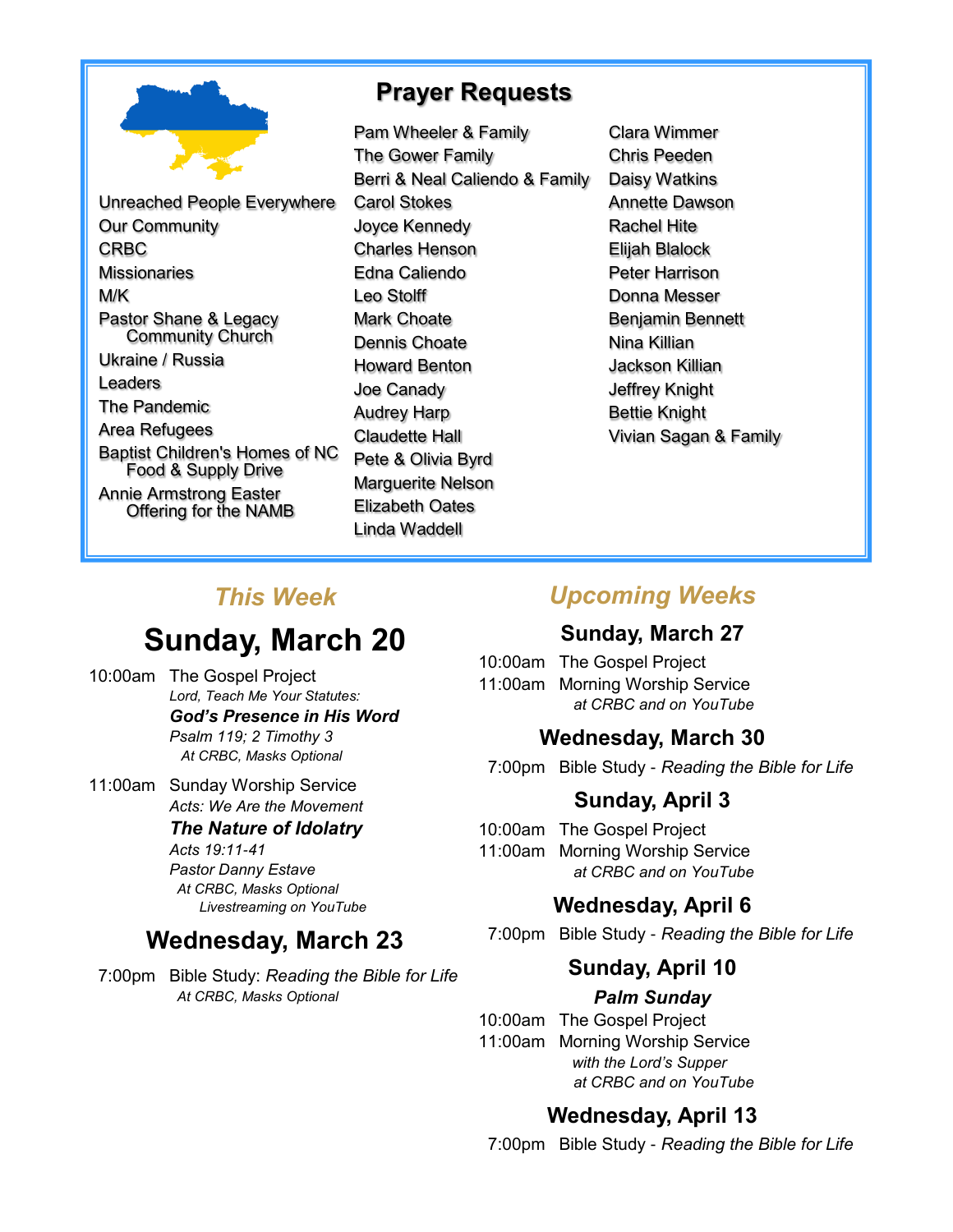## Prayer Requests

- Unreached People Everywhere
- Our Community
- CRBC
- Missionaries
- M/K
- Pastor Shane & Legacy Community Church
- Ukraine / Russia
- Leaders
- The Pandemic
- Area Refugees
- Baptist Children's Homes of NC Food & Supply Drive
- Annie Armstrong Easter Offering for the NAMB

- Pam Wheeler & Family
- The Gower Family
- Berri & Neal Caliendo & Family
- Carol Stokes
- Joyce Kennedy
- Charles Henson
- Edna Caliendo
- Leo Stolff
- Mark Choate
- Dennis Choate
- Howard Benton
- Joe Canady
- Audrey Harp
- Claudette Hall
- Pete & Olivia Byrd
- Marguerite Nelson
- Elizabeth Oates
- Linda Waddell

- Clara Wimmer
- Chris Peeden
- Daisy Watkins
- Annette Dawson
- Rachel Hite
- Elijah Blalock
- Peter Harrison
- Donna Messer
- Benjamin Bennett
- Nina Killian
- Jackson Killian
- Jeffrey Knight
- Bettie Knight
- Vivian Sagan & Family

## *This Week*

# Sunday, March 20

10:00am The Gospel Project
*Lord, Teach Me Your Statutes:*
***God's Presence in His Word***
*Psalm 119; 2 Timothy 3*
*At CRBC, Masks Optional*

11:00am Sunday Worship Service
*Acts: We Are the Movement*
***The Nature of Idolatry***
*Acts 19:11-41*
*Pastor Danny Estave*
*At CRBC, Masks Optional*
*Livestreaming on YouTube*

## Wednesday, March 23

7:00pm Bible Study: *Reading the Bible for Life*
*At CRBC, Masks Optional*

## *Upcoming Weeks*

### Sunday, March 27

10:00am The Gospel Project
11:00am Morning Worship Service
*at CRBC and on YouTube*

### Wednesday, March 30

7:00pm Bible Study - *Reading the Bible for Life*

### Sunday, April 3

10:00am The Gospel Project
11:00am Morning Worship Service
*at CRBC and on YouTube*

### Wednesday, April 6

7:00pm Bible Study - *Reading the Bible for Life*

### Sunday, April 10

***Palm Sunday***

10:00am The Gospel Project
11:00am Morning Worship Service
*with the Lord's Supper*
*at CRBC and on YouTube*

### Wednesday, April 13

7:00pm Bible Study - *Reading the Bible for Life*